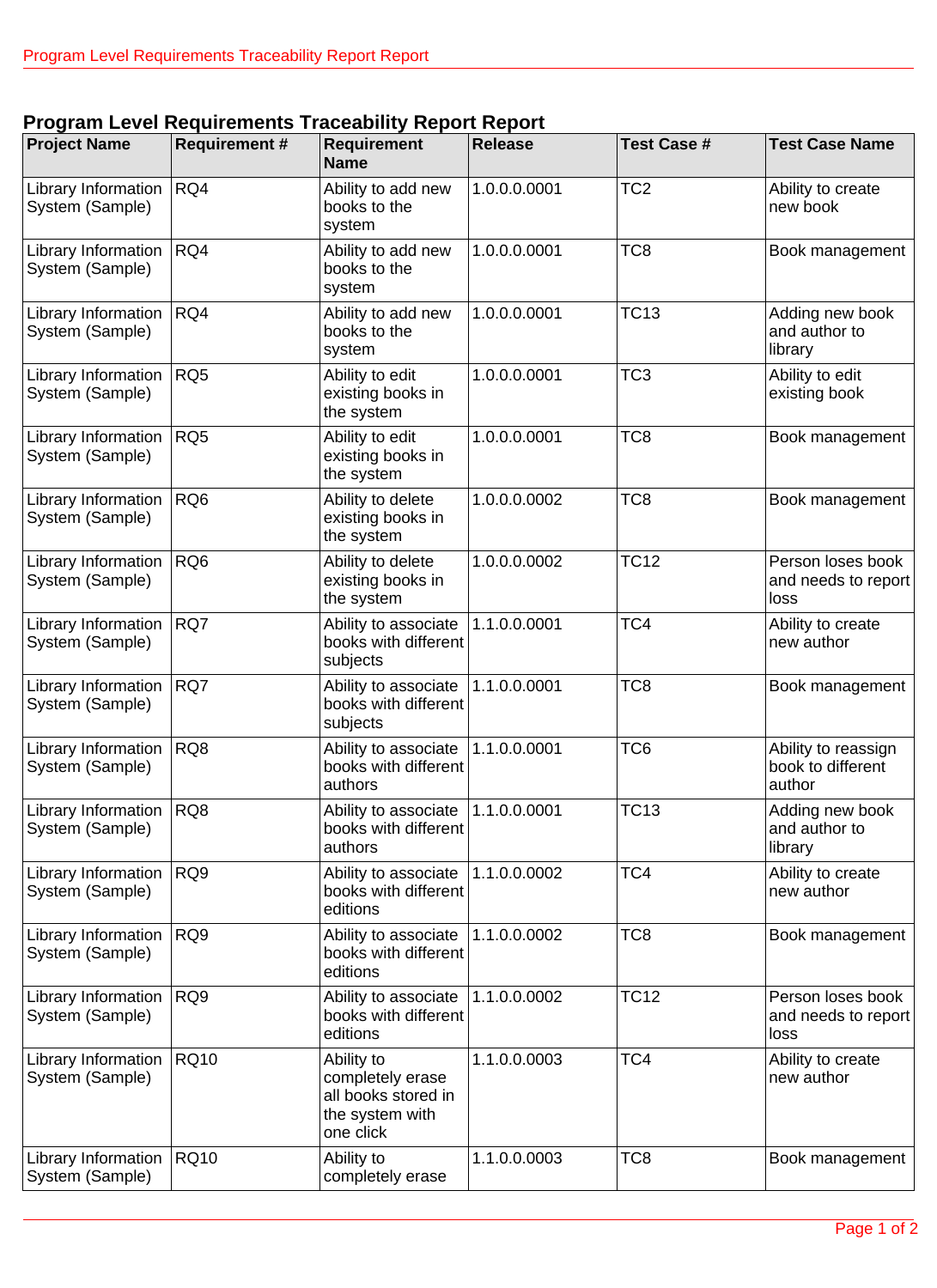## Program Level Requirements Traceability Report Report

| Project Name | Requirement # | Requirement Name | Release | Test Case # | Test Case Name |
|---|---|---|---|---|---|
| Library Information System (Sample) | RQ4 | Ability to add new books to the system | 1.0.0.0.0001 | TC2 | Ability to create new book |
| Library Information System (Sample) | RQ4 | Ability to add new books to the system | 1.0.0.0.0001 | TC8 | Book management |
| Library Information System (Sample) | RQ4 | Ability to add new books to the system | 1.0.0.0.0001 | TC13 | Adding new book and author to library |
| Library Information System (Sample) | RQ5 | Ability to edit existing books in the system | 1.0.0.0.0001 | TC3 | Ability to edit existing book |
| Library Information System (Sample) | RQ5 | Ability to edit existing books in the system | 1.0.0.0.0001 | TC8 | Book management |
| Library Information System (Sample) | RQ6 | Ability to delete existing books in the system | 1.0.0.0.0002 | TC8 | Book management |
| Library Information System (Sample) | RQ6 | Ability to delete existing books in the system | 1.0.0.0.0002 | TC12 | Person loses book and needs to report loss |
| Library Information System (Sample) | RQ7 | Ability to associate books with different subjects | 1.1.0.0.0001 | TC4 | Ability to create new author |
| Library Information System (Sample) | RQ7 | Ability to associate books with different subjects | 1.1.0.0.0001 | TC8 | Book management |
| Library Information System (Sample) | RQ8 | Ability to associate books with different authors | 1.1.0.0.0001 | TC6 | Ability to reassign book to different author |
| Library Information System (Sample) | RQ8 | Ability to associate books with different authors | 1.1.0.0.0001 | TC13 | Adding new book and author to library |
| Library Information System (Sample) | RQ9 | Ability to associate books with different editions | 1.1.0.0.0002 | TC4 | Ability to create new author |
| Library Information System (Sample) | RQ9 | Ability to associate books with different editions | 1.1.0.0.0002 | TC8 | Book management |
| Library Information System (Sample) | RQ9 | Ability to associate books with different editions | 1.1.0.0.0002 | TC12 | Person loses book and needs to report loss |
| Library Information System (Sample) | RQ10 | Ability to completely erase all books stored in the system with one click | 1.1.0.0.0003 | TC4 | Ability to create new author |
| Library Information System (Sample) | RQ10 | Ability to completely erase | 1.1.0.0.0003 | TC8 | Book management |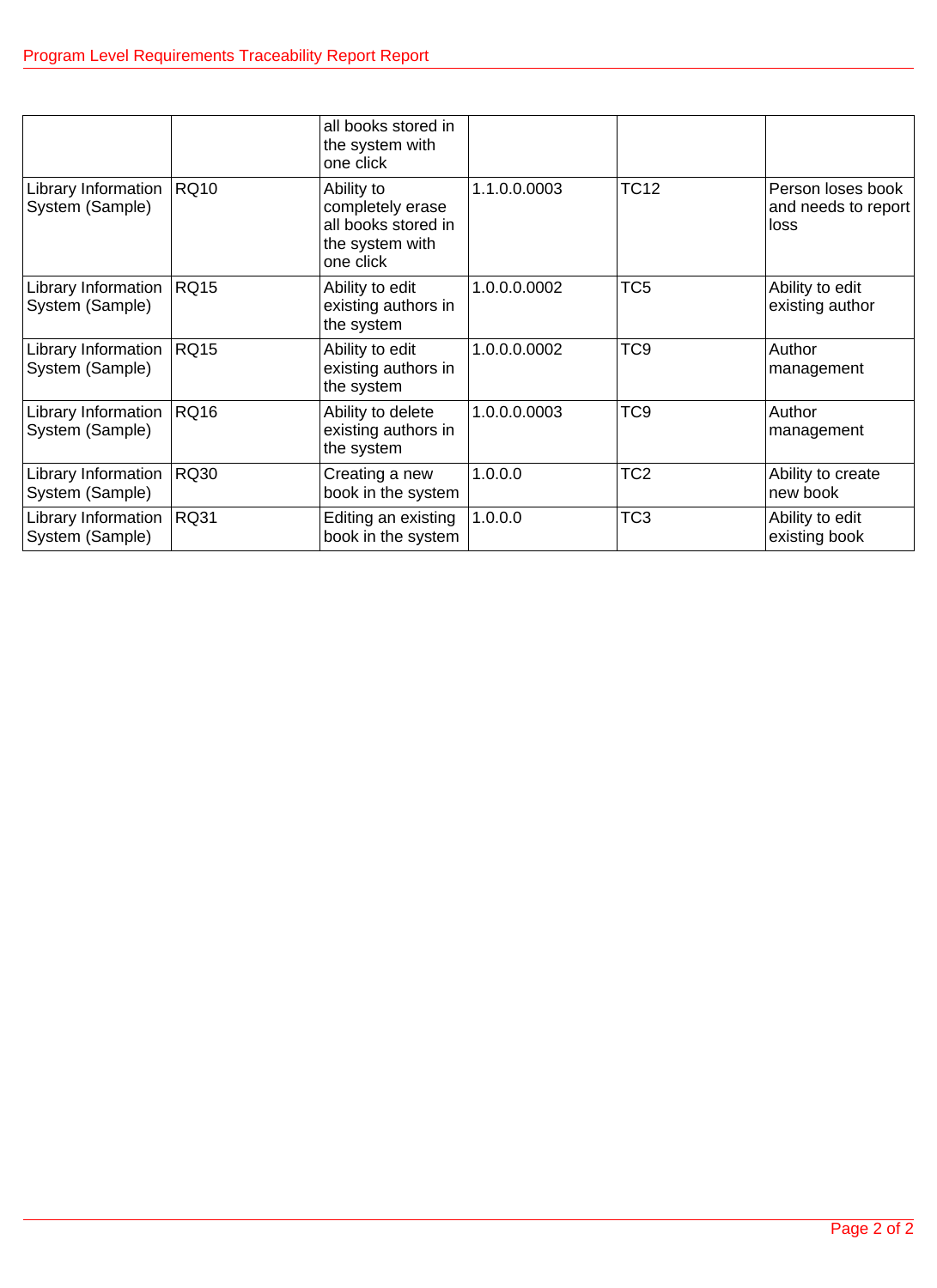| | | | | | |
|---|---|---|---|---|---|
| | | all books stored in the system with one click | | | |
| Library Information System (Sample) | RQ10 | Ability to completely erase all books stored in the system with one click | 1.1.0.0.0003 | TC12 | Person loses book and needs to report loss |
| Library Information System (Sample) | RQ15 | Ability to edit existing authors in the system | 1.0.0.0.0002 | TC5 | Ability to edit existing author |
| Library Information System (Sample) | RQ15 | Ability to edit existing authors in the system | 1.0.0.0.0002 | TC9 | Author management |
| Library Information System (Sample) | RQ16 | Ability to delete existing authors in the system | 1.0.0.0.0003 | TC9 | Author management |
| Library Information System (Sample) | RQ30 | Creating a new book in the system | 1.0.0.0 | TC2 | Ability to create new book |
| Library Information System (Sample) | RQ31 | Editing an existing book in the system | 1.0.0.0 | TC3 | Ability to edit existing book |